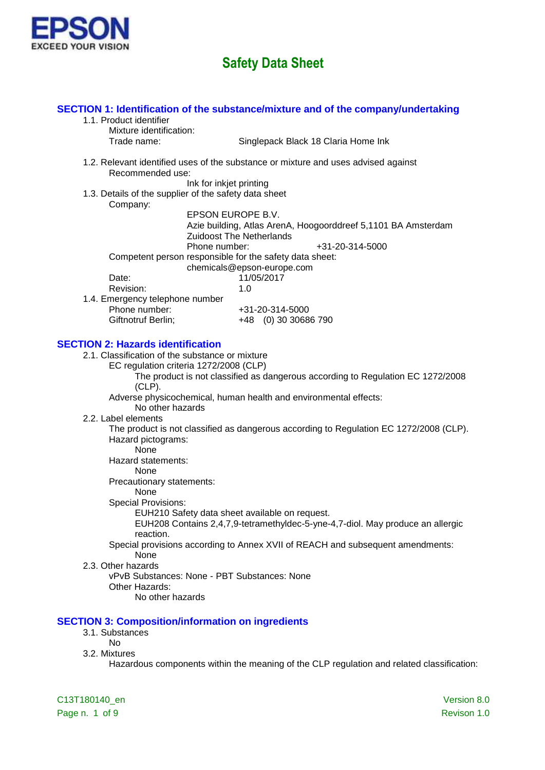EPSON
EXCEED YOUR VISION

# Safety Data Sheet

## SECTION 1: Identification of the substance/mixture and of the company/undertaking

1.1. Product identifier

Mixture identification:

Trade name: Singlepack Black 18 Claria Home Ink

1.2. Relevant identified uses of the substance or mixture and uses advised against

Recommended use:

Ink for inkjet printing

1.3. Details of the supplier of the safety data sheet

Company:

EPSON EUROPE B.V.
Azie building, Atlas ArenA, Hoogoorddreef 5,1101 BA Amsterdam Zuidoost The Netherlands
Phone number: +31-20-314-5000

Competent person responsible for the safety data sheet:

chemicals@epson-europe.com

Date: 11/05/2017
Revision: 1.0

1.4. Emergency telephone number

Phone number: +31-20-314-5000
Giftnotruf Berlin; +48 (0) 30 30686 790

## SECTION 2: Hazards identification

2.1. Classification of the substance or mixture

EC regulation criteria 1272/2008 (CLP)

The product is not classified as dangerous according to Regulation EC 1272/2008 (CLP).

Adverse physicochemical, human health and environmental effects:

No other hazards

2.2. Label elements

The product is not classified as dangerous according to Regulation EC 1272/2008 (CLP).

Hazard pictograms:

None

Hazard statements:

None

Precautionary statements:

None

Special Provisions:

EUH210 Safety data sheet available on request.
EUH208 Contains 2,4,7,9-tetramethyldec-5-yne-4,7-diol. May produce an allergic reaction.

Special provisions according to Annex XVII of REACH and subsequent amendments:

None

2.3. Other hazards

vPvB Substances: None - PBT Substances: None

Other Hazards:

No other hazards

## SECTION 3: Composition/information on ingredients

3.1. Substances

No

3.2. Mixtures

Hazardous components within the meaning of the CLP regulation and related classification: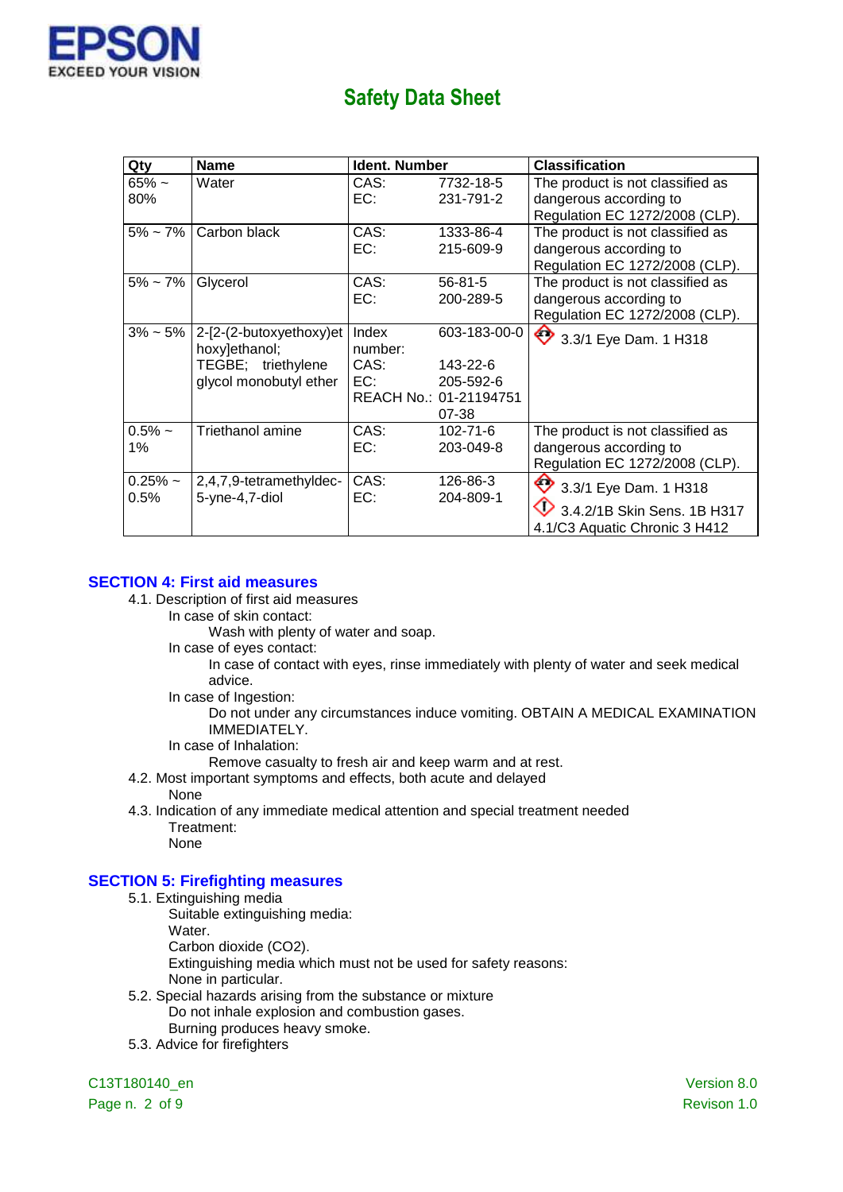| Qty | Name | Ident. Number | | Classification |
|---|---|---|---|---|
| 65% ~ 80% | Water | CAS:<br>EC: | 7732-18-5<br>231-791-2 | The product is not classified as dangerous according to Regulation EC 1272/2008 (CLP). |
| 5% ~ 7% | Carbon black | CAS:<br>EC: | 1333-86-4<br>215-609-9 | The product is not classified as dangerous according to Regulation EC 1272/2008 (CLP). |
| 5% ~ 7% | Glycerol | CAS:<br>EC: | 56-81-5<br>200-289-5 | The product is not classified as dangerous according to Regulation EC 1272/2008 (CLP). |
| 3% ~ 5% | 2-[2-(2-butoxyethoxy)ethoxy]ethanol; TEGBE; triethylene glycol monobutyl ether | Index number:<br>CAS:<br>EC:<br>REACH No.: | 603-183-00-0<br>143-22-6<br>205-592-6<br>01-2119475107-38 | 3.3/1 Eye Dam. 1 H318 |
| 0.5% ~ 1% | Triethanol amine | CAS:<br>EC: | 102-71-6<br>203-049-8 | The product is not classified as dangerous according to Regulation EC 1272/2008 (CLP). |
| 0.25% ~ 0.5% | 2,4,7,9-tetramethyldec-5-yne-4,7-diol | CAS:<br>EC: | 126-86-3<br>204-809-1 | 3.3/1 Eye Dam. 1 H318<br>3.4.2/1B Skin Sens. 1B H317<br>4.1/C3 Aquatic Chronic 3 H412 |

## SECTION 4: First aid measures

4.1. Description of first aid measures

In case of skin contact:

Wash with plenty of water and soap.

In case of eyes contact:

In case of contact with eyes, rinse immediately with plenty of water and seek medical advice.

In case of Ingestion:

Do not under any circumstances induce vomiting. OBTAIN A MEDICAL EXAMINATION IMMEDIATELY.

In case of Inhalation:

Remove casualty to fresh air and keep warm and at rest.

4.2. Most important symptoms and effects, both acute and delayed

None

4.3. Indication of any immediate medical attention and special treatment needed

Treatment:

None

## SECTION 5: Firefighting measures

5.1. Extinguishing media

Suitable extinguishing media:

Water.

Carbon dioxide ($CO_2$).

Extinguishing media which must not be used for safety reasons:

None in particular.

5.2. Special hazards arising from the substance or mixture

Do not inhale explosion and combustion gases.

Burning produces heavy smoke.

5.3. Advice for firefighters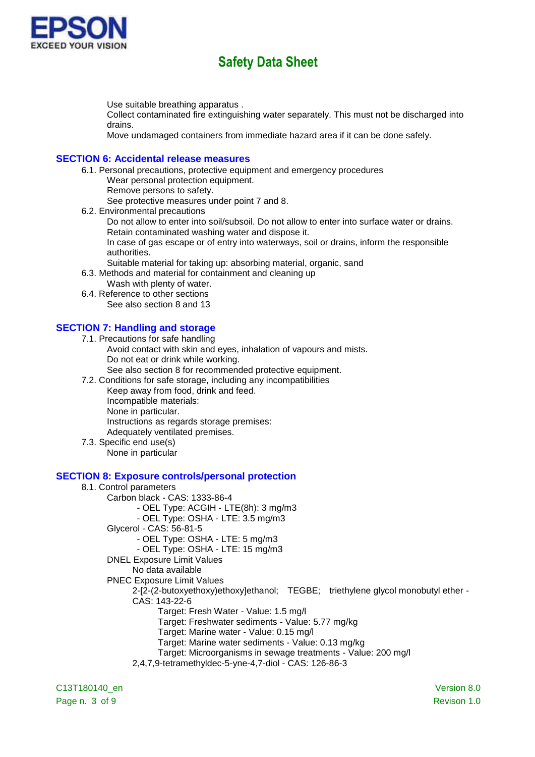Use suitable breathing apparatus .
Collect contaminated fire extinguishing water separately. This must not be discharged into drains.
Move undamaged containers from immediate hazard area if it can be done safely.

## SECTION 6: Accidental release measures

6.1. Personal precautions, protective equipment and emergency procedures
Wear personal protection equipment.
Remove persons to safety.
See protective measures under point 7 and 8.

6.2. Environmental precautions
Do not allow to enter into soil/subsoil. Do not allow to enter into surface water or drains.
Retain contaminated washing water and dispose it.
In case of gas escape or of entry into waterways, soil or drains, inform the responsible authorities.
Suitable material for taking up: absorbing material, organic, sand

6.3. Methods and material for containment and cleaning up
Wash with plenty of water.

6.4. Reference to other sections
See also section 8 and 13

## SECTION 7: Handling and storage

7.1. Precautions for safe handling
Avoid contact with skin and eyes, inhalation of vapours and mists.
Do not eat or drink while working.
See also section 8 for recommended protective equipment.

7.2. Conditions for safe storage, including any incompatibilities
Keep away from food, drink and feed.
Incompatible materials:
None in particular.
Instructions as regards storage premises:
Adequately ventilated premises.

7.3. Specific end use(s)
None in particular

## SECTION 8: Exposure controls/personal protection

8.1. Control parameters
Carbon black - CAS: 1333-86-4
- OEL Type: ACGIH - LTE(8h): 3 mg/m3
- OEL Type: OSHA - LTE: 3.5 mg/m3

Glycerol - CAS: 56-81-5
- OEL Type: OSHA - LTE: 5 mg/m3
- OEL Type: OSHA - LTE: 15 mg/m3

DNEL Exposure Limit Values
No data available

PNEC Exposure Limit Values
2-[2-(2-butoxyethoxy)ethoxy]ethanol; TEGBE; triethylene glycol monobutyl ether - CAS: 143-22-6
Target: Fresh Water - Value: 1.5 mg/l
Target: Freshwater sediments - Value: 5.77 mg/kg
Target: Marine water - Value: 0.15 mg/l
Target: Marine water sediments - Value: 0.13 mg/kg
Target: Microorganisms in sewage treatments - Value: 200 mg/l

2,4,7,9-tetramethyldec-5-yne-4,7-diol - CAS: 126-86-3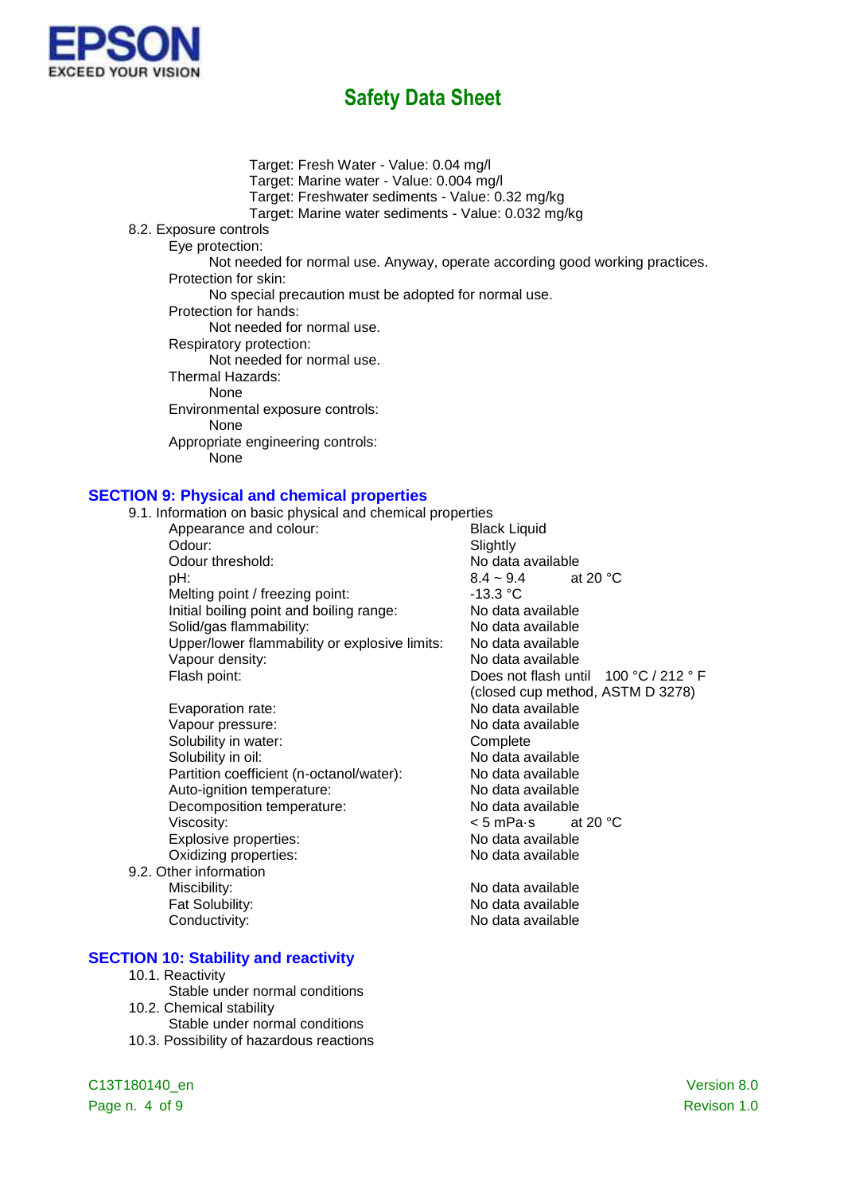Target: Fresh Water - Value: 0.04 mg/l
Target: Marine water - Value: 0.004 mg/l
Target: Freshwater sediments - Value: 0.32 mg/kg
Target: Marine water sediments - Value: 0.032 mg/kg

8.2. Exposure controls

Eye protection:
Not needed for normal use. Anyway, operate according good working practices.

Protection for skin:
No special precaution must be adopted for normal use.

Protection for hands:
Not needed for normal use.

Respiratory protection:
Not needed for normal use.

Thermal Hazards:
None

Environmental exposure controls:
None

Appropriate engineering controls:
None

## SECTION 9: Physical and chemical properties

9.1. Information on basic physical and chemical properties

| Property | Value |
|---|---|
| Appearance and colour: | Black Liquid |
| Odour: | Slightly |
| Odour threshold: | No data available |
| pH: | 8.4 ~ 9.4 at 20 °C |
| Melting point / freezing point: | -13.3 °C |
| Initial boiling point and boiling range: | No data available |
| Solid/gas flammability: | No data available |
| Upper/lower flammability or explosive limits: | No data available |
| Vapour density: | No data available |
| Flash point: | Does not flash until 100 °C / 212 ° F (closed cup method, ASTM D 3278) |
| Evaporation rate: | No data available |
| Vapour pressure: | No data available |
| Solubility in water: | Complete |
| Solubility in oil: | No data available |
| Partition coefficient (n-octanol/water): | No data available |
| Auto-ignition temperature: | No data available |
| Decomposition temperature: | No data available |
| Viscosity: | < 5 mPa·s at 20 °C |
| Explosive properties: | No data available |
| Oxidizing properties: | No data available |

9.2. Other information

| Property | Value |
|---|---|
| Miscibility: | No data available |
| Fat Solubility: | No data available |
| Conductivity: | No data available |

## SECTION 10: Stability and reactivity

10.1. Reactivity
Stable under normal conditions

10.2. Chemical stability
Stable under normal conditions

10.3. Possibility of hazardous reactions

C13T180140_en Version 8.0 Revison 1.0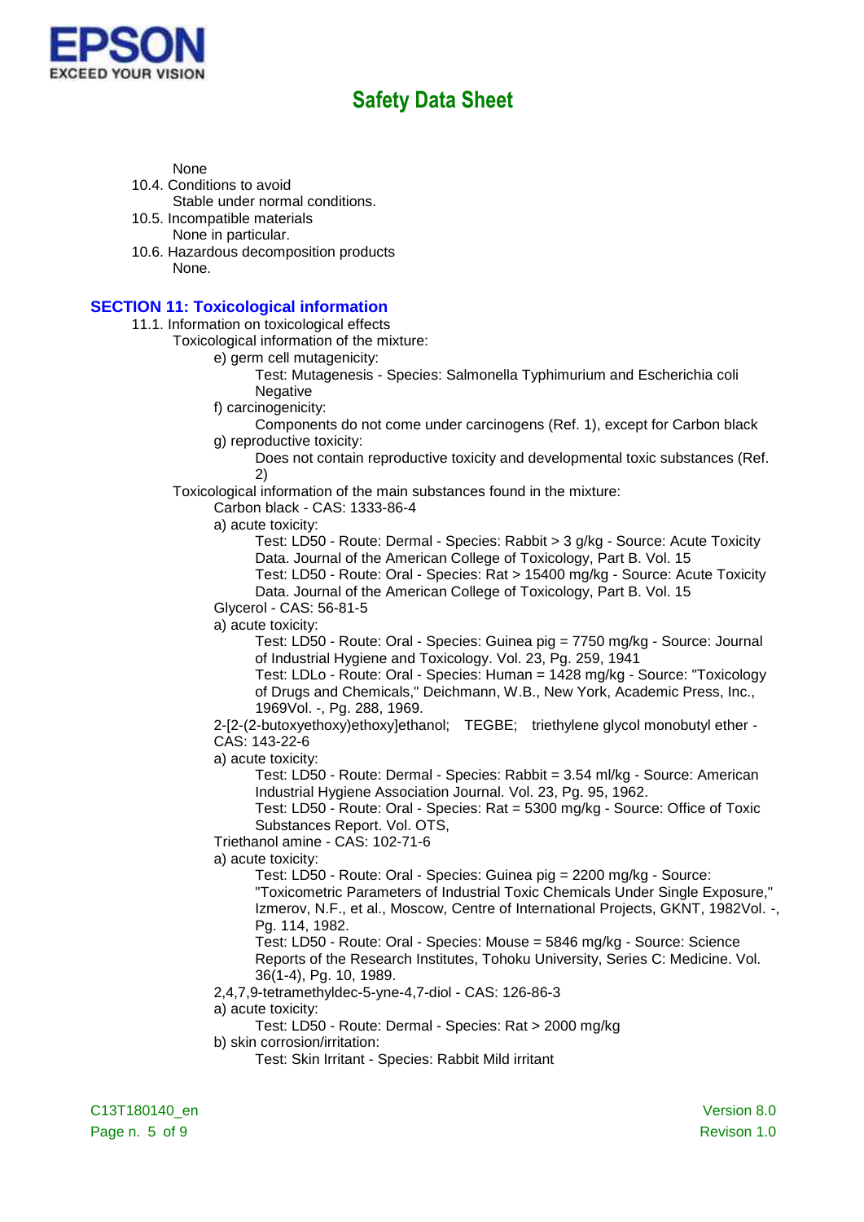None

10.4. Conditions to avoid

Stable under normal conditions.

10.5. Incompatible materials

None in particular.

10.6. Hazardous decomposition products

None.

## SECTION 11: Toxicological information

11.1. Information on toxicological effects

Toxicological information of the mixture:

e) germ cell mutagenicity:

Test: Mutagenesis - Species: Salmonella Typhimurium and Escherichia coli Negative

f) carcinogenicity:

Components do not come under carcinogens (Ref. 1), except for Carbon black

g) reproductive toxicity:

Does not contain reproductive toxicity and developmental toxic substances (Ref. 2)

Toxicological information of the main substances found in the mixture:

Carbon black - CAS: 1333-86-4

a) acute toxicity:

Test: LD50 - Route: Dermal - Species: Rabbit > 3 g/kg - Source: Acute Toxicity Data. Journal of the American College of Toxicology, Part B. Vol. 15

Test: LD50 - Route: Oral - Species: Rat > 15400 mg/kg - Source: Acute Toxicity Data. Journal of the American College of Toxicology, Part B. Vol. 15

Glycerol - CAS: 56-81-5

a) acute toxicity:

Test: LD50 - Route: Oral - Species: Guinea pig = 7750 mg/kg - Source: Journal of Industrial Hygiene and Toxicology. Vol. 23, Pg. 259, 1941

Test: LDLo - Route: Oral - Species: Human = 1428 mg/kg - Source: "Toxicology of Drugs and Chemicals," Deichmann, W.B., New York, Academic Press, Inc., 1969Vol. -, Pg. 288, 1969.

2-[2-(2-butoxyethoxy)ethoxy]ethanol; TEGBE; triethylene glycol monobutyl ether - CAS: 143-22-6

a) acute toxicity:

Test: LD50 - Route: Dermal - Species: Rabbit = 3.54 ml/kg - Source: American Industrial Hygiene Association Journal. Vol. 23, Pg. 95, 1962.

Test: LD50 - Route: Oral - Species: Rat = 5300 mg/kg - Source: Office of Toxic Substances Report. Vol. OTS,

Triethanol amine - CAS: 102-71-6

a) acute toxicity:

Test: LD50 - Route: Oral - Species: Guinea pig = 2200 mg/kg - Source: "Toxicometric Parameters of Industrial Toxic Chemicals Under Single Exposure," Izmerov, N.F., et al., Moscow, Centre of International Projects, GKNT, 1982Vol. -, Pg. 114, 1982.

Test: LD50 - Route: Oral - Species: Mouse = 5846 mg/kg - Source: Science Reports of the Research Institutes, Tohoku University, Series C: Medicine. Vol. 36(1-4), Pg. 10, 1989.

2,4,7,9-tetramethyldec-5-yne-4,7-diol - CAS: 126-86-3

a) acute toxicity:

Test: LD50 - Route: Dermal - Species: Rat > 2000 mg/kg

b) skin corrosion/irritation:

Test: Skin Irritant - Species: Rabbit Mild irritant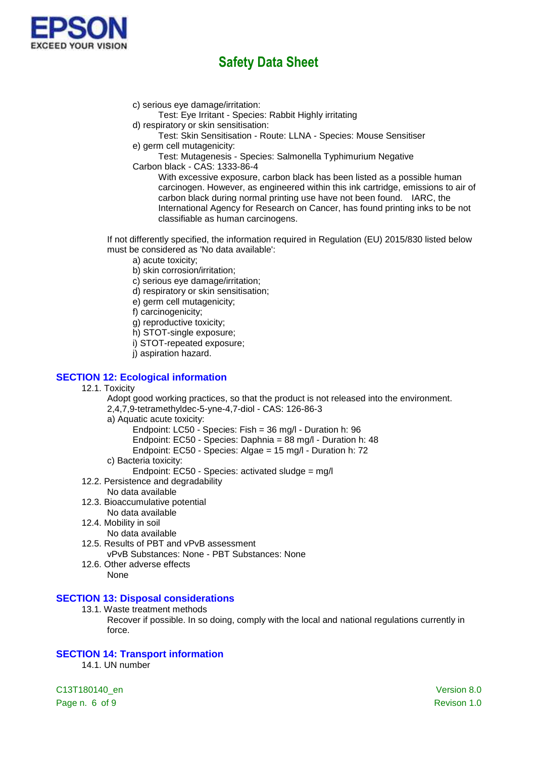c) serious eye damage/irritation:

Test: Eye Irritant - Species: Rabbit Highly irritating

d) respiratory or skin sensitisation:

Test: Skin Sensitisation - Route: LLNA - Species: Mouse Sensitiser

e) germ cell mutagenicity:

Test: Mutagenesis - Species: Salmonella Typhimurium Negative

Carbon black - CAS: 1333-86-4

With excessive exposure, carbon black has been listed as a possible human carcinogen. However, as engineered within this ink cartridge, emissions to air of carbon black during normal printing use have not been found. IARC, the International Agency for Research on Cancer, has found printing inks to be not classifiable as human carcinogens.

If not differently specified, the information required in Regulation (EU) 2015/830 listed below must be considered as 'No data available':

a) acute toxicity;
b) skin corrosion/irritation;
c) serious eye damage/irritation;
d) respiratory or skin sensitisation;
e) germ cell mutagenicity;
f) carcinogenicity;
g) reproductive toxicity;
h) STOT-single exposure;
i) STOT-repeated exposure;
j) aspiration hazard.

## SECTION 12: Ecological information

12.1. Toxicity

Adopt good working practices, so that the product is not released into the environment.

2,4,7,9-tetramethyldec-5-yne-4,7-diol - CAS: 126-86-3

a) Aquatic acute toxicity:

Endpoint: LC50 - Species: Fish = 36 mg/l - Duration h: 96
Endpoint: EC50 - Species: Daphnia = 88 mg/l - Duration h: 48
Endpoint: EC50 - Species: Algae = 15 mg/l - Duration h: 72

c) Bacteria toxicity:

Endpoint: EC50 - Species: activated sludge = mg/l

12.2. Persistence and degradability

No data available

12.3. Bioaccumulative potential

No data available

12.4. Mobility in soil

No data available

12.5. Results of PBT and vPvB assessment

vPvB Substances: None - PBT Substances: None

12.6. Other adverse effects

None

## SECTION 13: Disposal considerations

13.1. Waste treatment methods

Recover if possible. In so doing, comply with the local and national regulations currently in force.

## SECTION 14: Transport information

14.1. UN number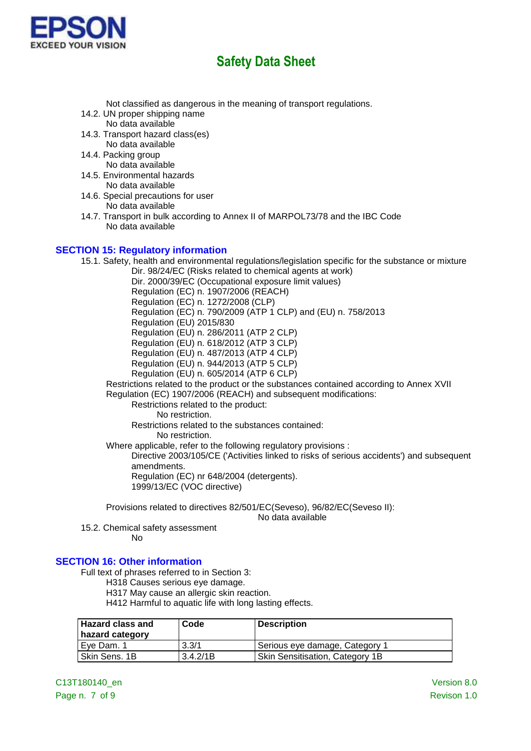Not classified as dangerous in the meaning of transport regulations.

14.2. UN proper shipping name
No data available

14.3. Transport hazard class(es)
No data available

14.4. Packing group
No data available

14.5. Environmental hazards
No data available

14.6. Special precautions for user
No data available

14.7. Transport in bulk according to Annex II of MARPOL73/78 and the IBC Code
No data available

## SECTION 15: Regulatory information

15.1. Safety, health and environmental regulations/legislation specific for the substance or mixture

Dir. 98/24/EC (Risks related to chemical agents at work)
Dir. 2000/39/EC (Occupational exposure limit values)
Regulation (EC) n. 1907/2006 (REACH)
Regulation (EC) n. 1272/2008 (CLP)
Regulation (EC) n. 790/2009 (ATP 1 CLP) and (EU) n. 758/2013
Regulation (EU) 2015/830
Regulation (EU) n. 286/2011 (ATP 2 CLP)
Regulation (EU) n. 618/2012 (ATP 3 CLP)
Regulation (EU) n. 487/2013 (ATP 4 CLP)
Regulation (EU) n. 944/2013 (ATP 5 CLP)
Regulation (EU) n. 605/2014 (ATP 6 CLP)

Restrictions related to the product or the substances contained according to Annex XVII Regulation (EC) 1907/2006 (REACH) and subsequent modifications:

Restrictions related to the product:
No restriction.

Restrictions related to the substances contained:
No restriction.

Where applicable, refer to the following regulatory provisions :

Directive 2003/105/CE ('Activities linked to risks of serious accidents') and subsequent amendments.
Regulation (EC) nr 648/2004 (detergents).
1999/13/EC (VOC directive)

Provisions related to directives 82/501/EC(Seveso), 96/82/EC(Seveso II):
No data available

15.2. Chemical safety assessment
No

## SECTION 16: Other information

Full text of phrases referred to in Section 3:

H318 Causes serious eye damage.
H317 May cause an allergic skin reaction.
H412 Harmful to aquatic life with long lasting effects.

| Hazard class and hazard category | Code | Description |
|---|---|---|
| Eye Dam. 1 | 3.3/1 | Serious eye damage, Category 1 |
| Skin Sens. 1B | 3.4.2/1B | Skin Sensitisation, Category 1B |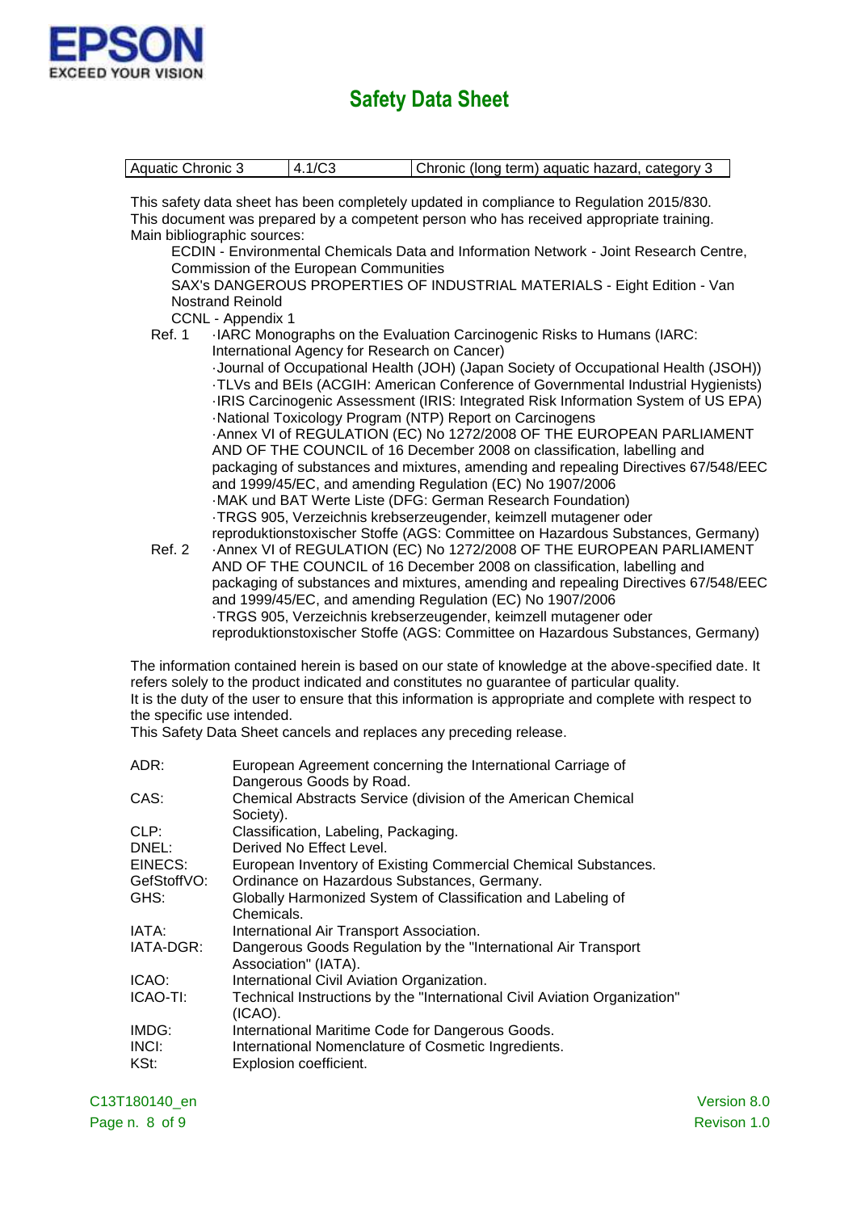| Aquatic Chronic 3 | 4.1/C3 | Chronic (long term) aquatic hazard, category 3 |
|---|---|---|

This safety data sheet has been completely updated in compliance to Regulation 2015/830.
This document was prepared by a competent person who has received appropriate training.
Main bibliographic sources:

ECDIN - Environmental Chemicals Data and Information Network - Joint Research Centre, Commission of the European Communities
SAX's DANGEROUS PROPERTIES OF INDUSTRIAL MATERIALS - Eight Edition - Van Nostrand Reinold
CCNL - Appendix 1

Ref. 1
·IARC Monographs on the Evaluation Carcinogenic Risks to Humans (IARC: International Agency for Research on Cancer)
·Journal of Occupational Health (JOH) (Japan Society of Occupational Health (JSOH))
·TLVs and BEIs (ACGIH: American Conference of Governmental Industrial Hygienists)
·IRIS Carcinogenic Assessment (IRIS: Integrated Risk Information System of US EPA)
·National Toxicology Program (NTP) Report on Carcinogens
·Annex VI of REGULATION (EC) No 1272/2008 OF THE EUROPEAN PARLIAMENT AND OF THE COUNCIL of 16 December 2008 on classification, labelling and packaging of substances and mixtures, amending and repealing Directives 67/548/EEC and 1999/45/EC, and amending Regulation (EC) No 1907/2006
·MAK und BAT Werte Liste (DFG: German Research Foundation)
·TRGS 905, Verzeichnis krebserzeugender, keimzell mutagener oder reproduktionstoxischer Stoffe (AGS: Committee on Hazardous Substances, Germany)

Ref. 2
·Annex VI of REGULATION (EC) No 1272/2008 OF THE EUROPEAN PARLIAMENT AND OF THE COUNCIL of 16 December 2008 on classification, labelling and packaging of substances and mixtures, amending and repealing Directives 67/548/EEC and 1999/45/EC, and amending Regulation (EC) No 1907/2006
·TRGS 905, Verzeichnis krebserzeugender, keimzell mutagener oder reproduktionstoxischer Stoffe (AGS: Committee on Hazardous Substances, Germany)

The information contained herein is based on our state of knowledge at the above-specified date. It refers solely to the product indicated and constitutes no guarantee of particular quality.
It is the duty of the user to ensure that this information is appropriate and complete with respect to the specific use intended.
This Safety Data Sheet cancels and replaces any preceding release.

| | |
|---|---|
| ADR: | European Agreement concerning the International Carriage of Dangerous Goods by Road. |
| CAS: | Chemical Abstracts Service (division of the American Chemical Society). |
| CLP: | Classification, Labeling, Packaging. |
| DNEL: | Derived No Effect Level. |
| EINECS: | European Inventory of Existing Commercial Chemical Substances. |
| GefStoffVO: | Ordinance on Hazardous Substances, Germany. |
| GHS: | Globally Harmonized System of Classification and Labeling of Chemicals. |
| IATA: | International Air Transport Association. |
| IATA-DGR: | Dangerous Goods Regulation by the "International Air Transport Association" (IATA). |
| ICAO: | International Civil Aviation Organization. |
| ICAO-TI: | Technical Instructions by the "International Civil Aviation Organization" (ICAO). |
| IMDG: | International Maritime Code for Dangerous Goods. |
| INCI: | International Nomenclature of Cosmetic Ingredients. |
| KSt: | Explosion coefficient. |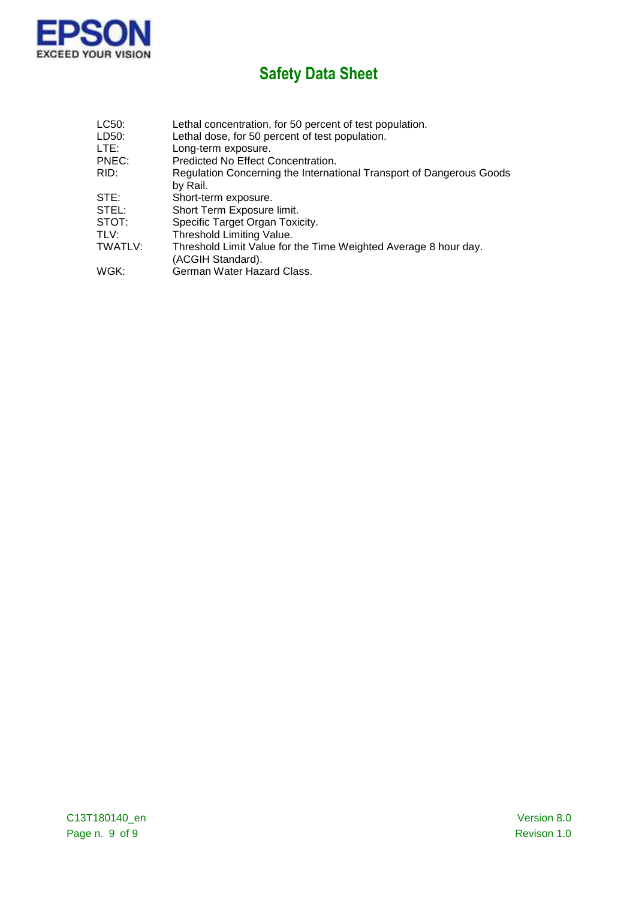| | |
|---|---|
| LC50: | Lethal concentration, for 50 percent of test population. |
| LD50: | Lethal dose, for 50 percent of test population. |
| LTE: | Long-term exposure. |
| PNEC: | Predicted No Effect Concentration. |
| RID: | Regulation Concerning the International Transport of Dangerous Goods by Rail. |
| STE: | Short-term exposure. |
| STEL: | Short Term Exposure limit. |
| STOT: | Specific Target Organ Toxicity. |
| TLV: | Threshold Limiting Value. |
| TWATLV: | Threshold Limit Value for the Time Weighted Average 8 hour day. (ACGIH Standard). |
| WGK: | German Water Hazard Class. |